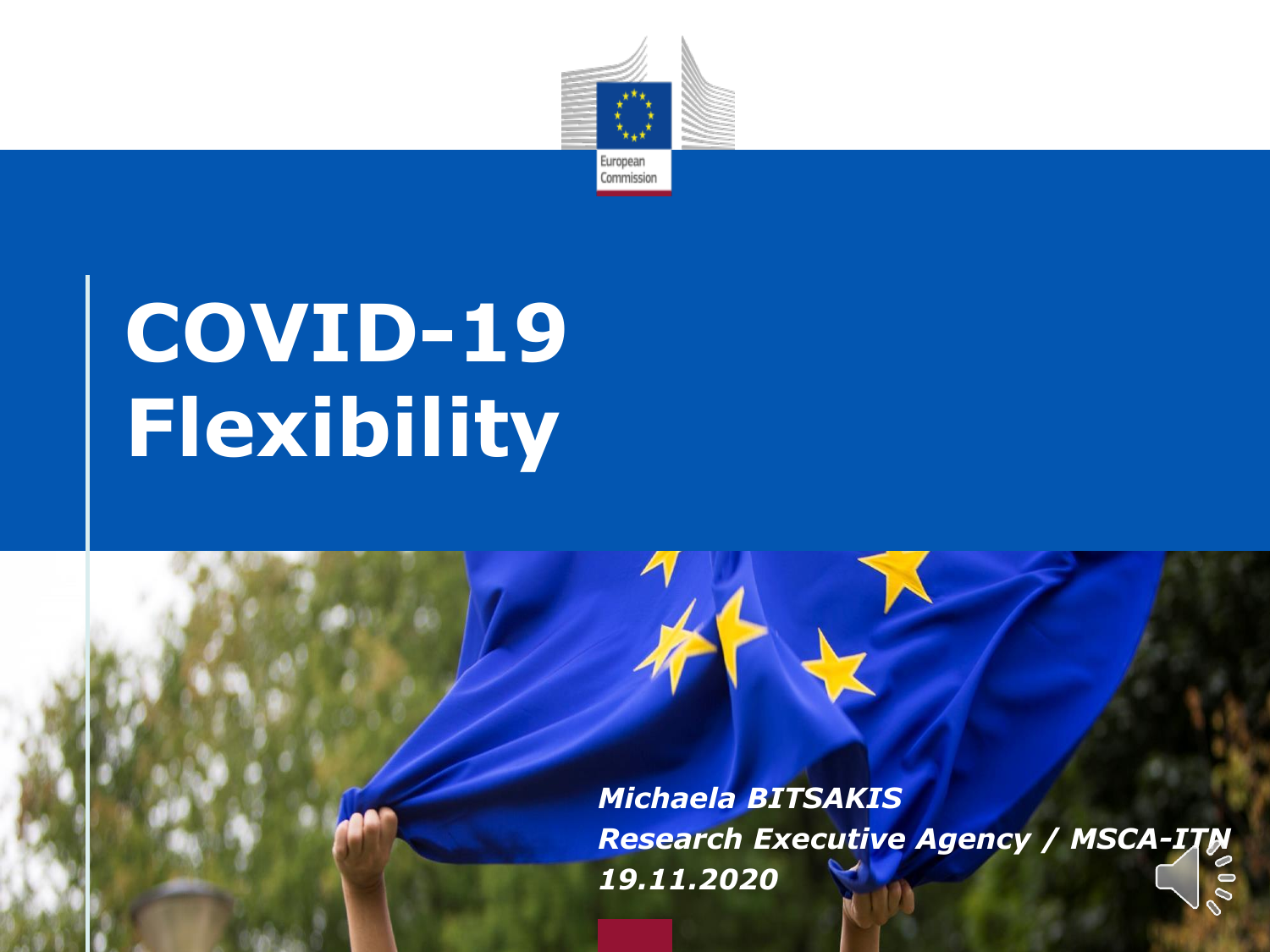# COVID-19 Flexibility

*Michaela BITSAKIS*
*Research Executive Agency / MSCA-ITN*
*19.11.2020*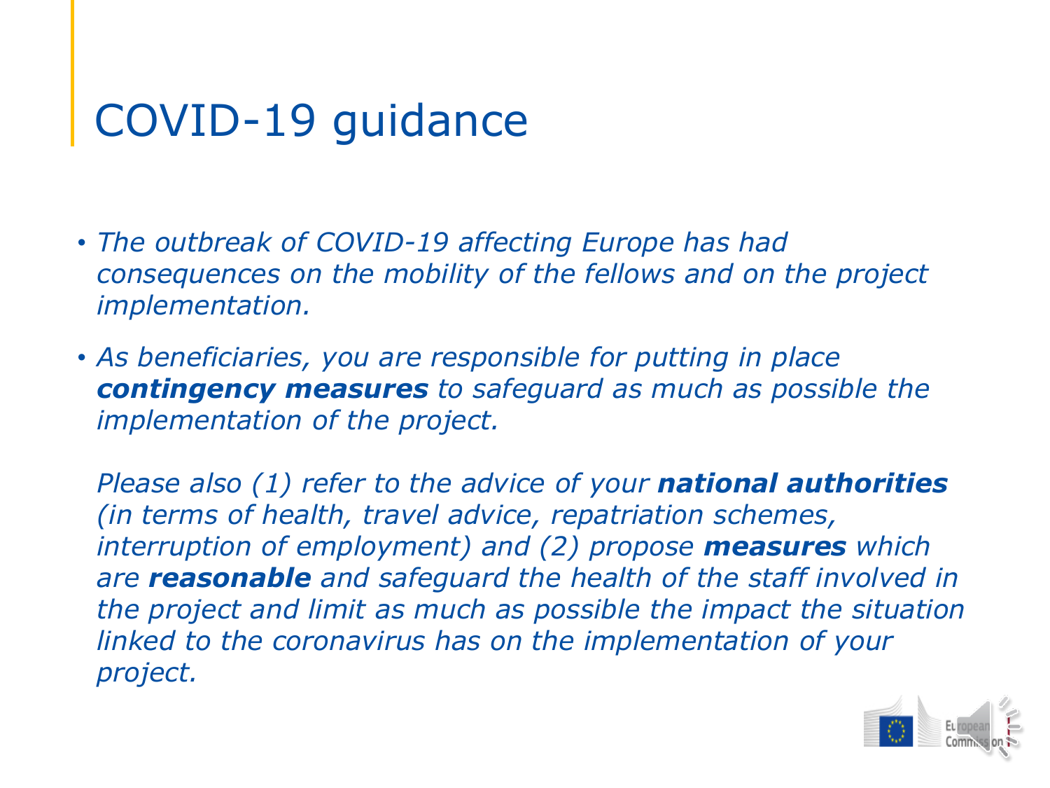# COVID-19 guidance

- *The outbreak of COVID-19 affecting Europe has had consequences on the mobility of the fellows and on the project implementation.*
- *As beneficiaries, you are responsible for putting in place* ***contingency measures*** *to safeguard as much as possible the implementation of the project.*

  *Please also (1) refer to the advice of your* ***national authorities*** *(in terms of health, travel advice, repatriation schemes, interruption of employment) and (2) propose* ***measures*** *which are* ***reasonable*** *and safeguard the health of the staff involved in the project and limit as much as possible the impact the situation linked to the coronavirus has on the implementation of your project.*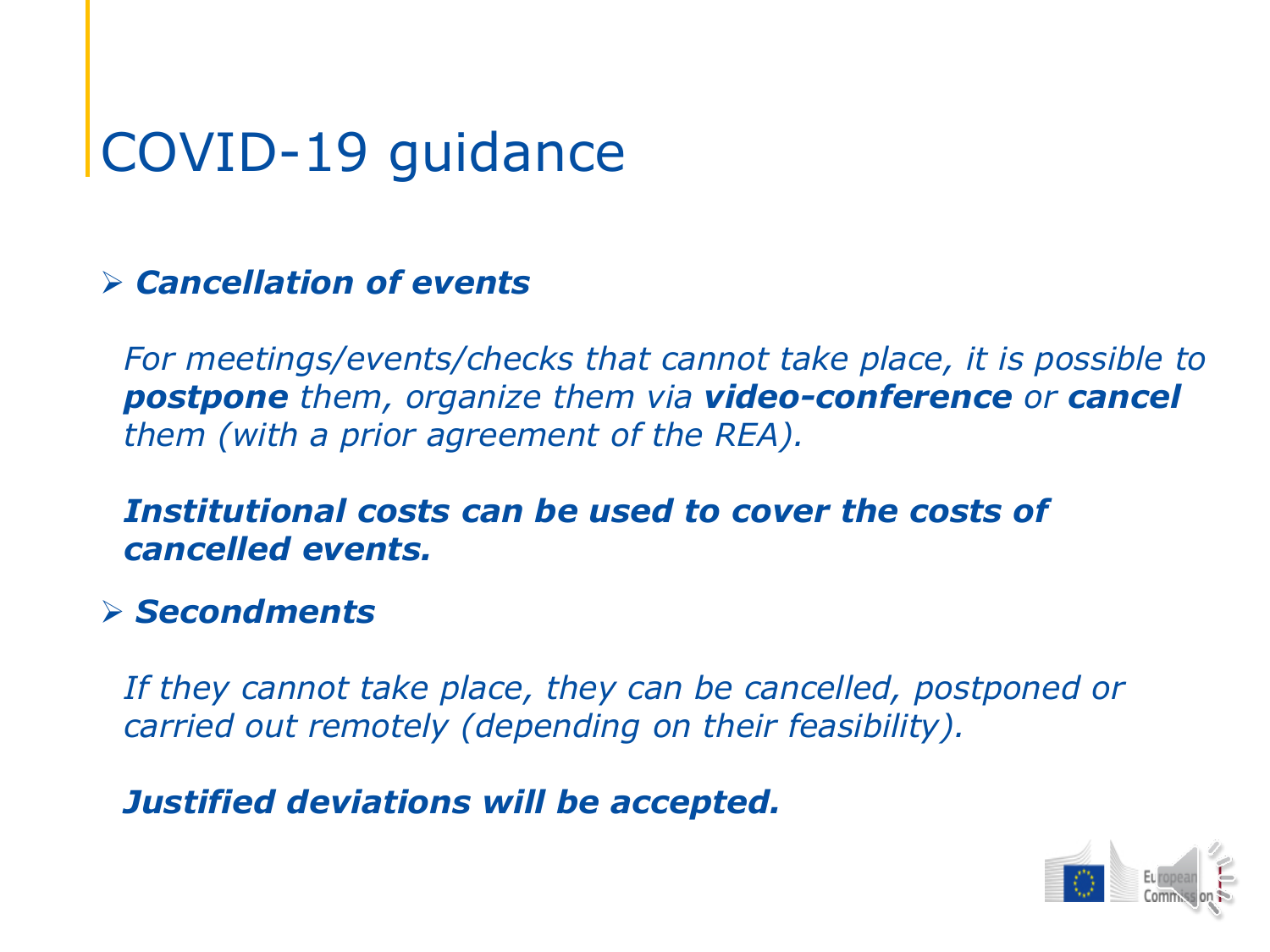# COVID-19 guidance

- ***Cancellation of events***

  *For meetings/events/checks that cannot take place, it is possible to* ***postpone*** *them, organize them via* ***video-conference*** *or* ***cancel*** *them (with a prior agreement of the REA).*

  ***Institutional costs can be used to cover the costs of cancelled events.***

- ***Secondments***

  *If they cannot take place, they can be cancelled, postponed or carried out remotely (depending on their feasibility).*

  ***Justified deviations will be accepted.***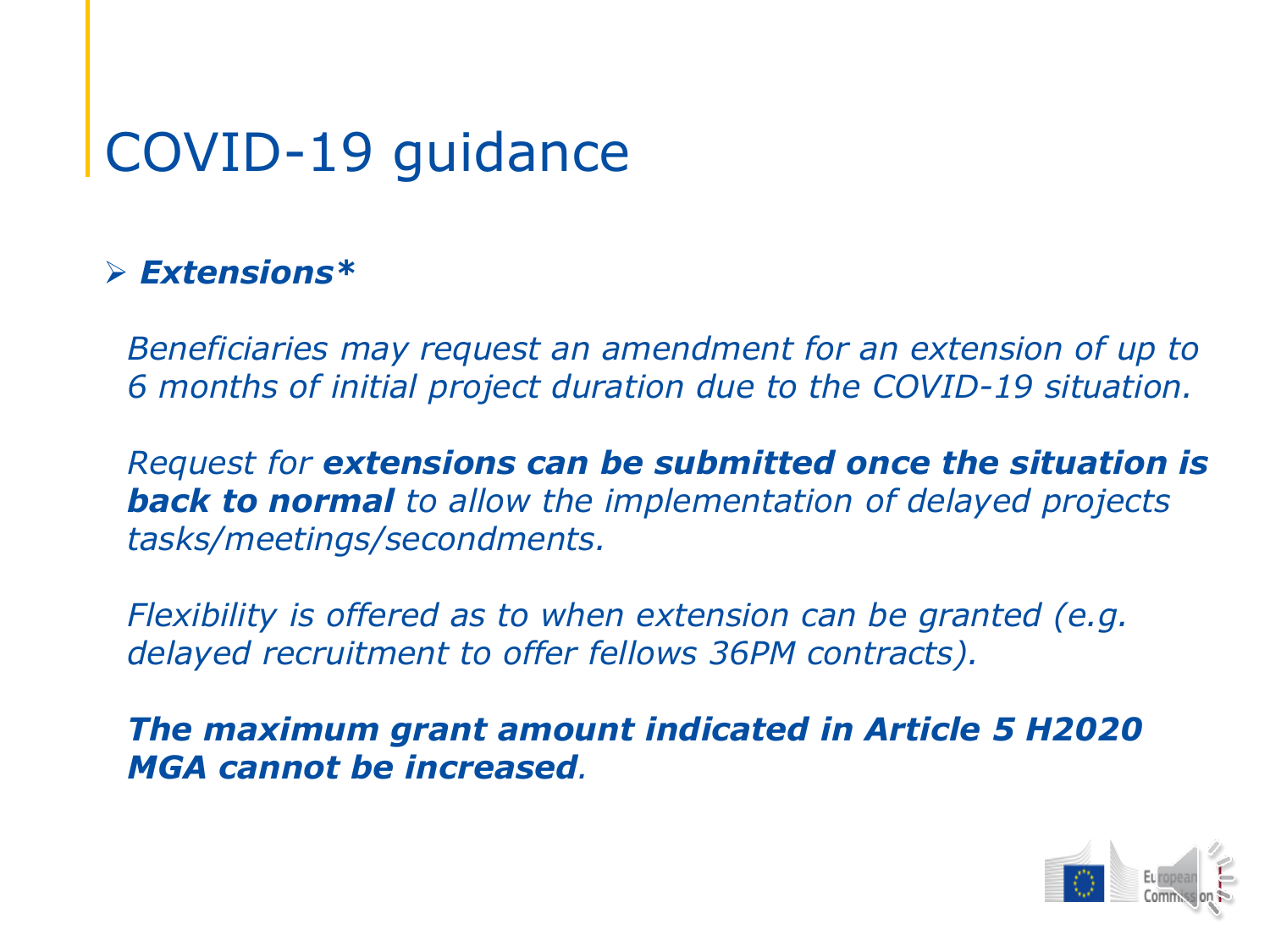# COVID-19 guidance

- ***Extensions****

*Beneficiaries may request an amendment for an extension of up to 6 months of initial project duration due to the COVID-19 situation.*

*Request for **extensions can be submitted once the situation is back to normal** to allow the implementation of delayed projects tasks/meetings/secondments.*

*Flexibility is offered as to when extension can be granted (e.g. delayed recruitment to offer fellows 36PM contracts).*

***The maximum grant amount indicated in Article 5 H2020 MGA cannot be increased**.*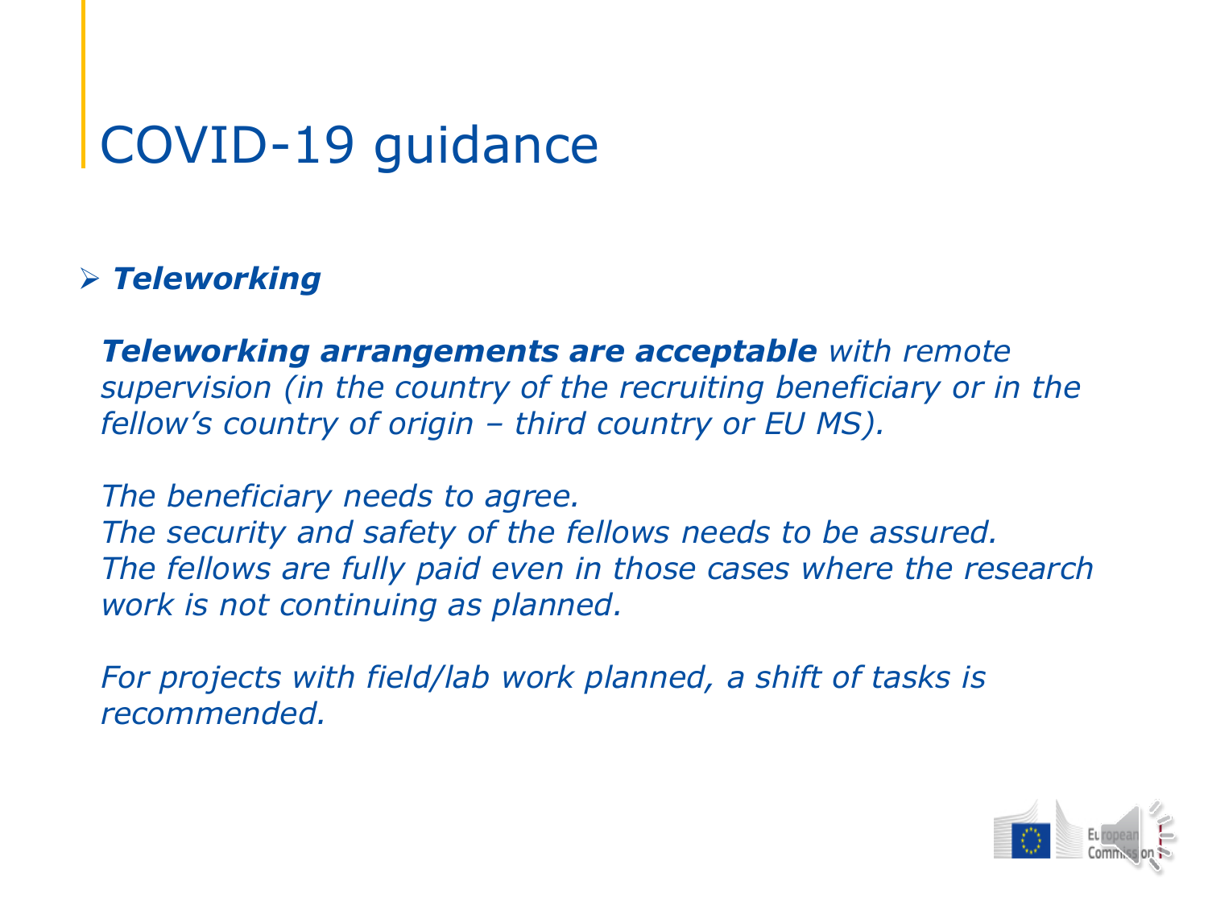# COVID-19 guidance

- ***Teleworking***

***Teleworking arrangements are acceptable*** *with remote supervision (in the country of the recruiting beneficiary or in the fellow's country of origin – third country or EU MS).*

*The beneficiary needs to agree.*
*The security and safety of the fellows needs to be assured.*
*The fellows are fully paid even in those cases where the research work is not continuing as planned.*

*For projects with field/lab work planned, a shift of tasks is recommended.*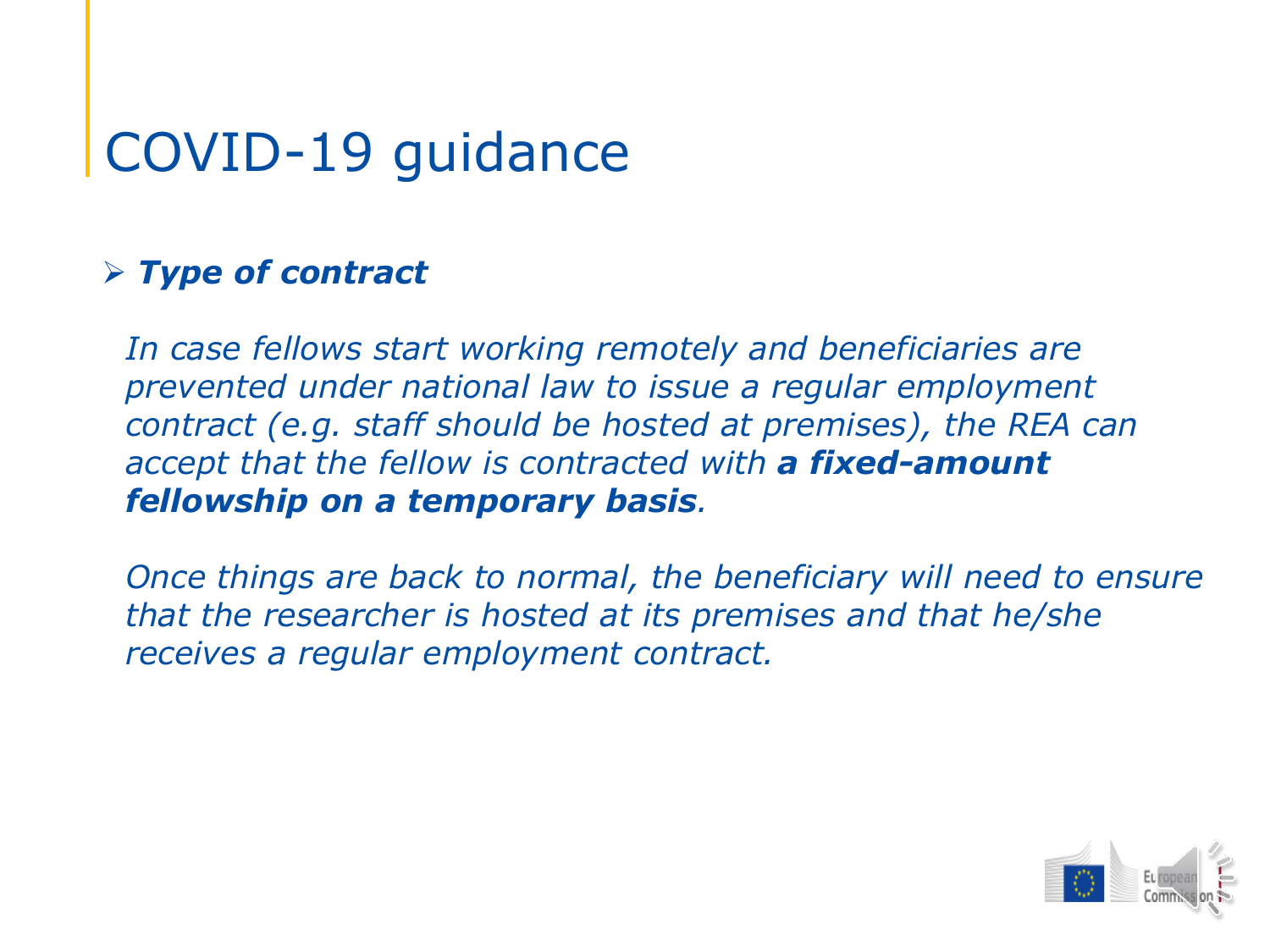# COVID-19 guidance

- ***Type of contract***

  *In case fellows start working remotely and beneficiaries are prevented under national law to issue a regular employment contract (e.g. staff should be hosted at premises), the REA can accept that the fellow is contracted with **a fixed-amount fellowship on a temporary basis**.*

  *Once things are back to normal, the beneficiary will need to ensure that the researcher is hosted at its premises and that he/she receives a regular employment contract.*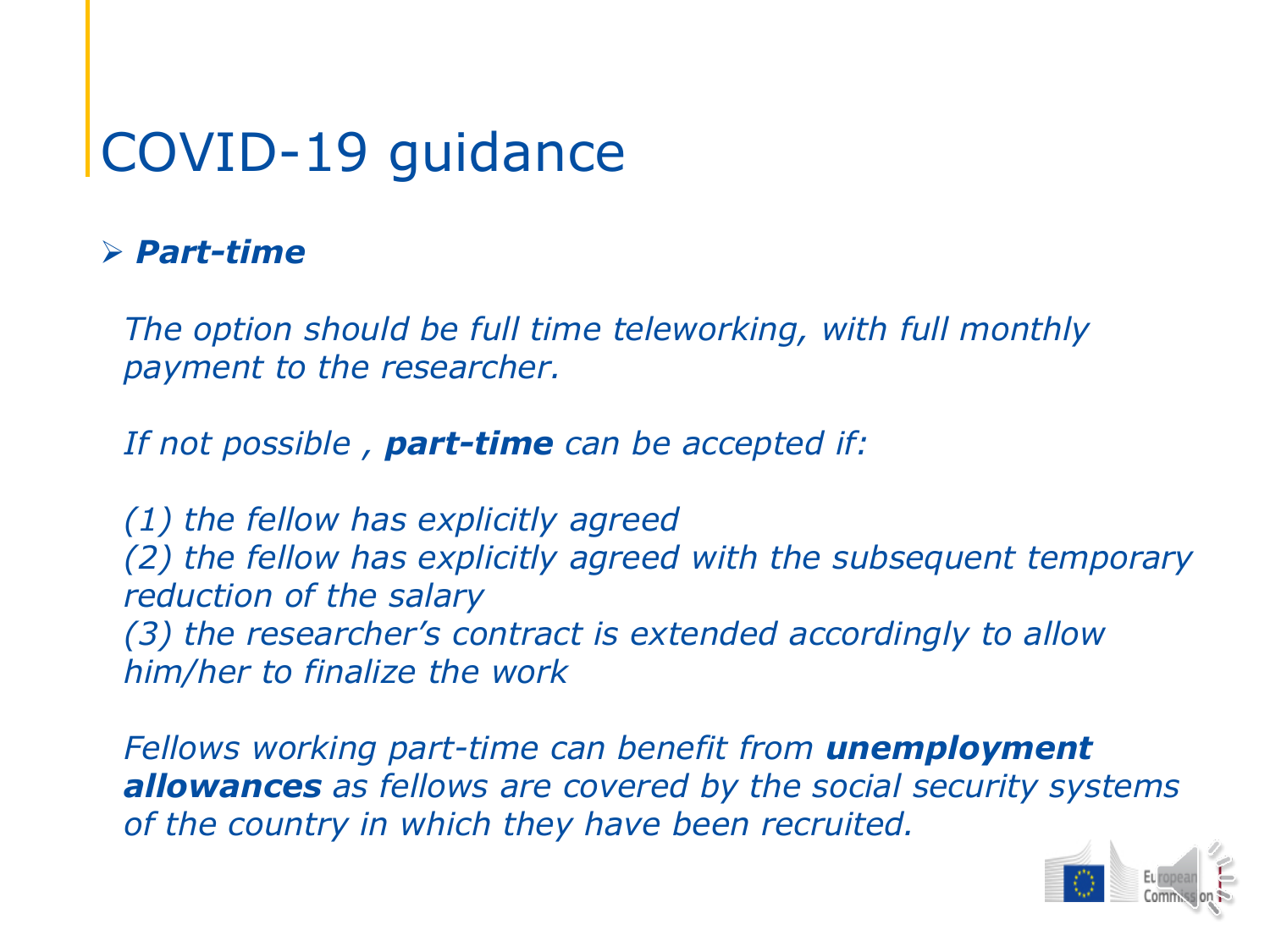# COVID-19 guidance

- ***Part-time***

*The option should be full time teleworking, with full monthly payment to the researcher.*

*If not possible ,* ***part-time*** *can be accepted if:*

*(1) the fellow has explicitly agreed*
*(2) the fellow has explicitly agreed with the subsequent temporary reduction of the salary*
*(3) the researcher's contract is extended accordingly to allow him/her to finalize the work*

*Fellows working part-time can benefit from* ***unemployment allowances*** *as fellows are covered by the social security systems of the country in which they have been recruited.*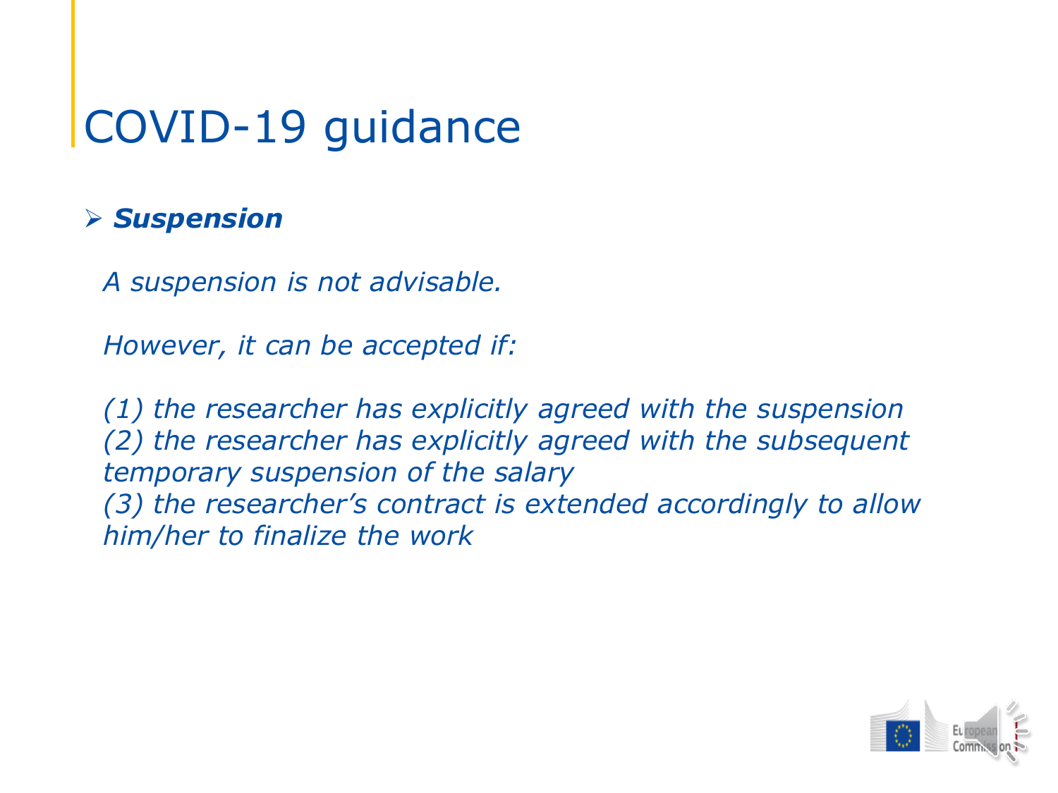# COVID-19 guidance

- ***Suspension***

*A suspension is not advisable.*

*However, it can be accepted if:*

*(1) the researcher has explicitly agreed with the suspension*
*(2) the researcher has explicitly agreed with the subsequent temporary suspension of the salary*
*(3) the researcher's contract is extended accordingly to allow him/her to finalize the work*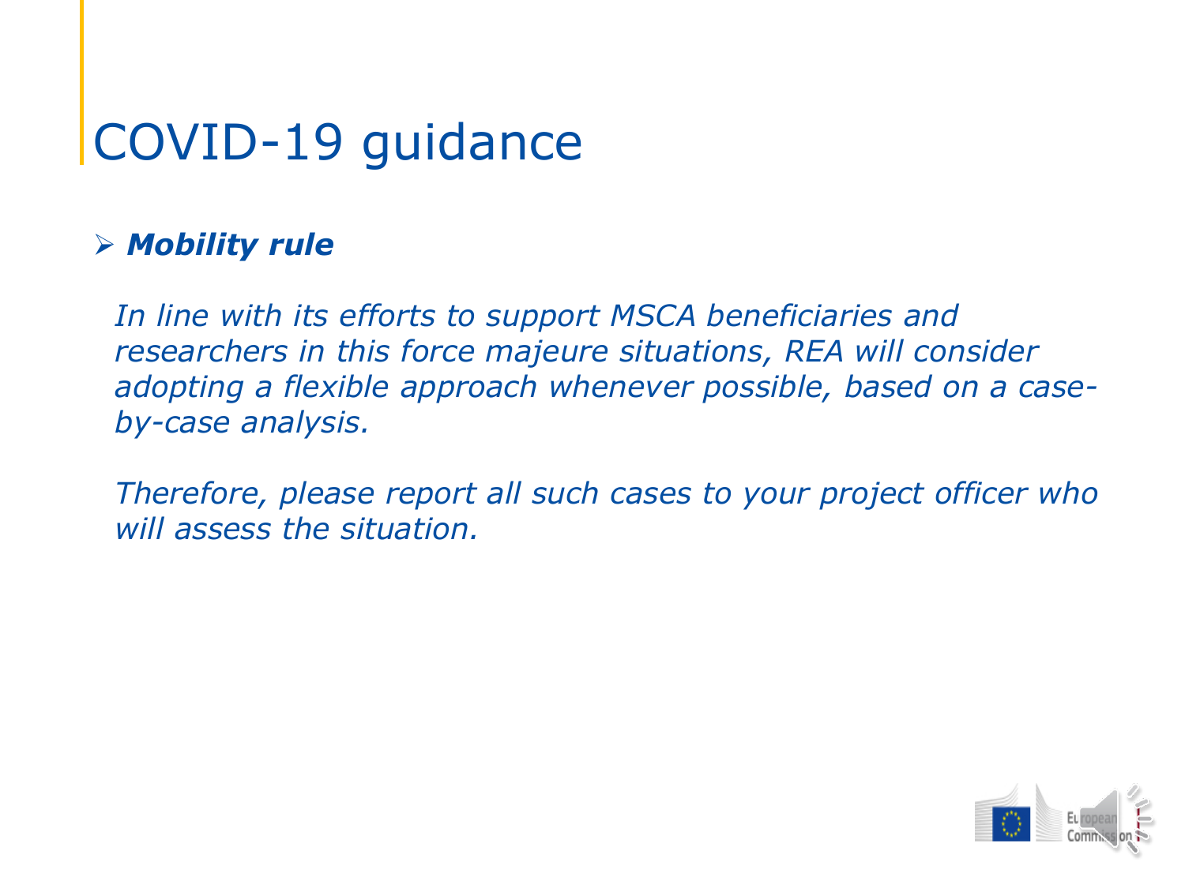# COVID-19 guidance

- ***Mobility rule***

  *In line with its efforts to support MSCA beneficiaries and researchers in this force majeure situations, REA will consider adopting a flexible approach whenever possible, based on a case-by-case analysis.*

  *Therefore, please report all such cases to your project officer who will assess the situation.*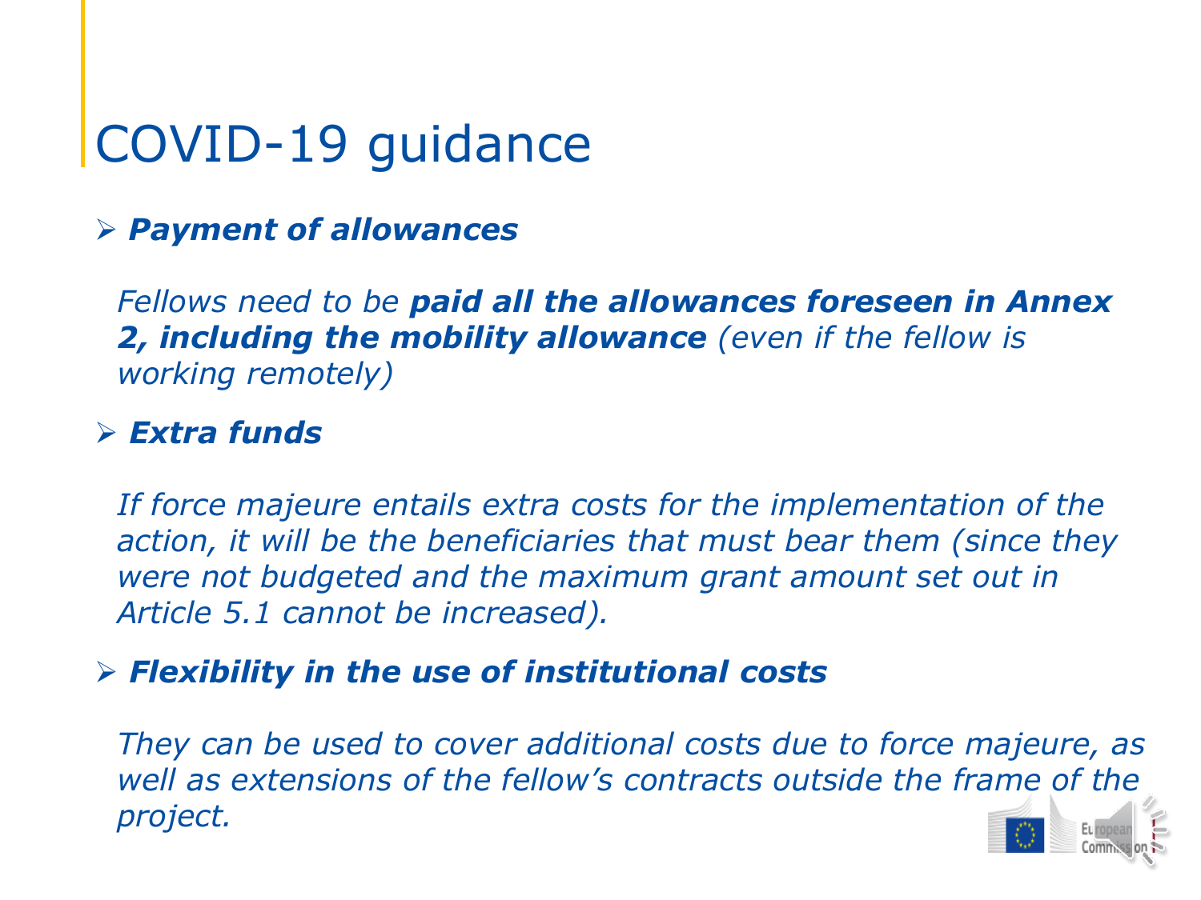# COVID-19 guidance

- ***Payment of allowances***

  *Fellows need to be **paid all the allowances foreseen in Annex 2, including the mobility allowance** (even if the fellow is working remotely)*

- ***Extra funds***

  *If force majeure entails extra costs for the implementation of the action, it will be the beneficiaries that must bear them (since they were not budgeted and the maximum grant amount set out in Article 5.1 cannot be increased).*

- ***Flexibility in the use of institutional costs***

  *They can be used to cover additional costs due to force majeure, as well as extensions of the fellow's contracts outside the frame of the project.*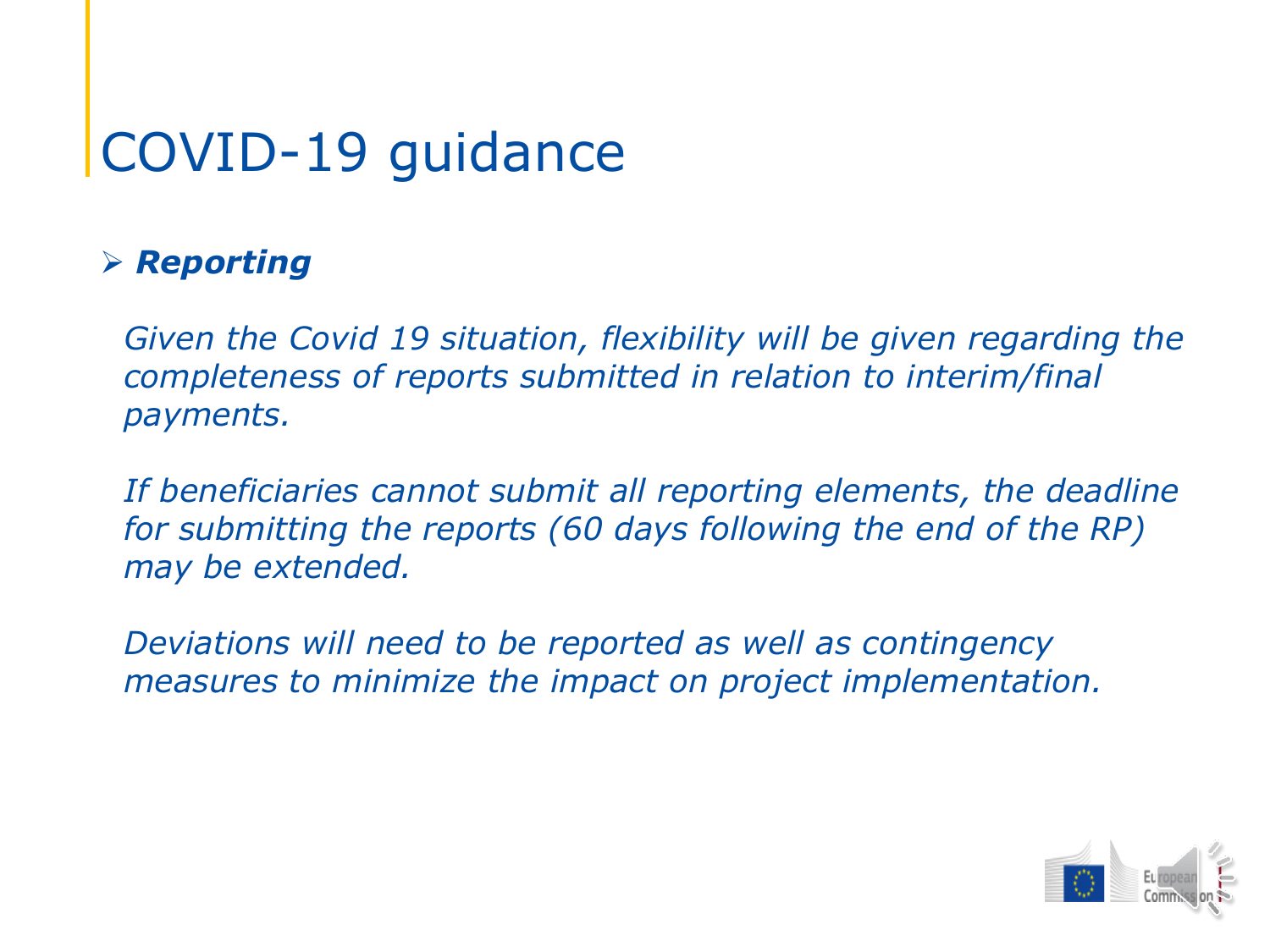# COVID-19 guidance

- ***Reporting***

*Given the Covid 19 situation, flexibility will be given regarding the completeness of reports submitted in relation to interim/final payments.*

*If beneficiaries cannot submit all reporting elements, the deadline for submitting the reports (60 days following the end of the RP) may be extended.*

*Deviations will need to be reported as well as contingency measures to minimize the impact on project implementation.*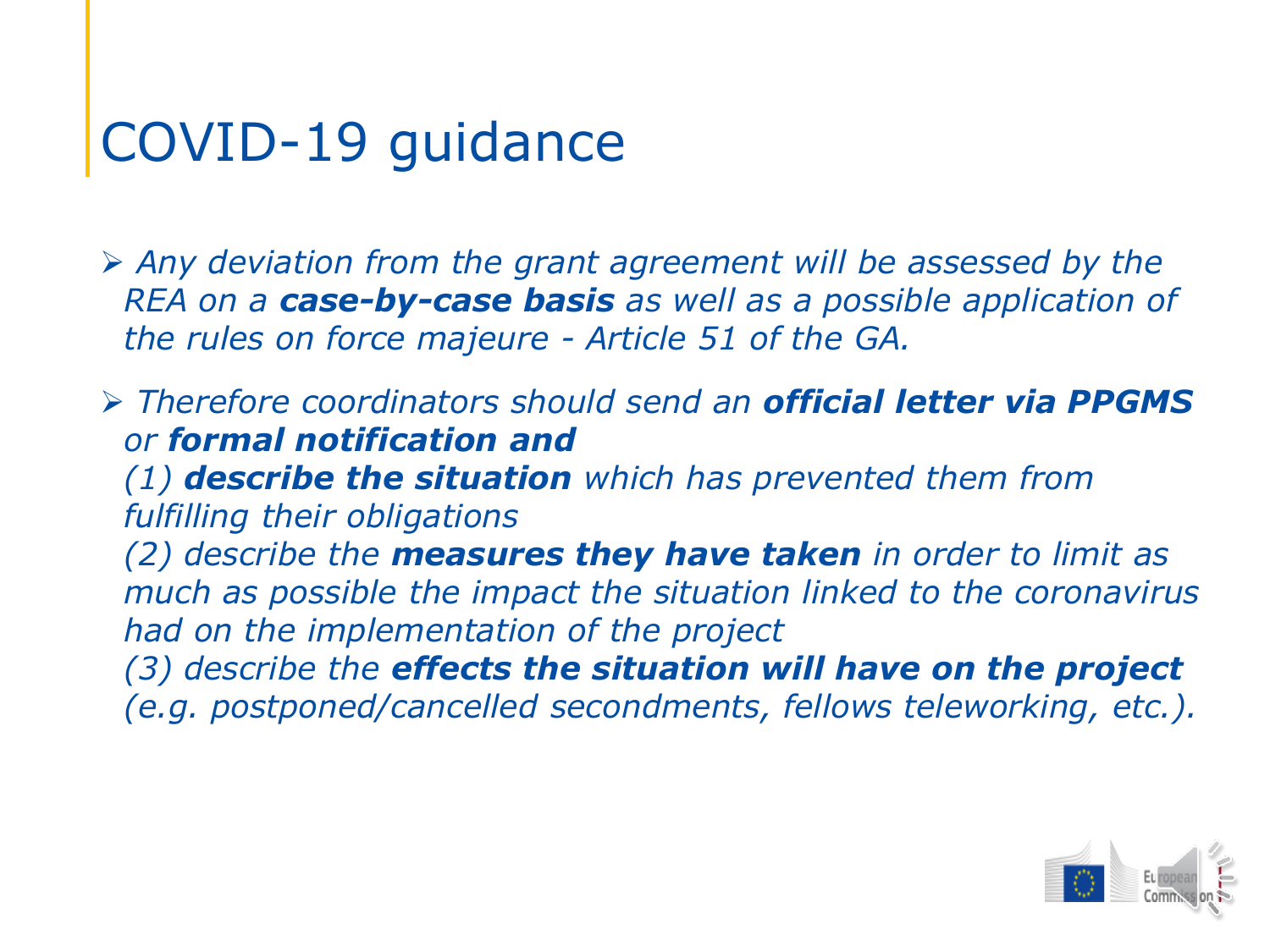# COVID-19 guidance

- *Any deviation from the grant agreement will be assessed by the REA on a **case-by-case basis** as well as a possible application of the rules on force majeure - Article 51 of the GA.*
- *Therefore coordinators should send an **official letter via PPGMS** or **formal notification and***
  *(1) **describe the situation** which has prevented them from fulfilling their obligations*
  *(2) describe the **measures they have taken** in order to limit as much as possible the impact the situation linked to the coronavirus had on the implementation of the project*
  *(3) describe the **effects the situation will have on the project** (e.g. postponed/cancelled secondments, fellows teleworking, etc.).*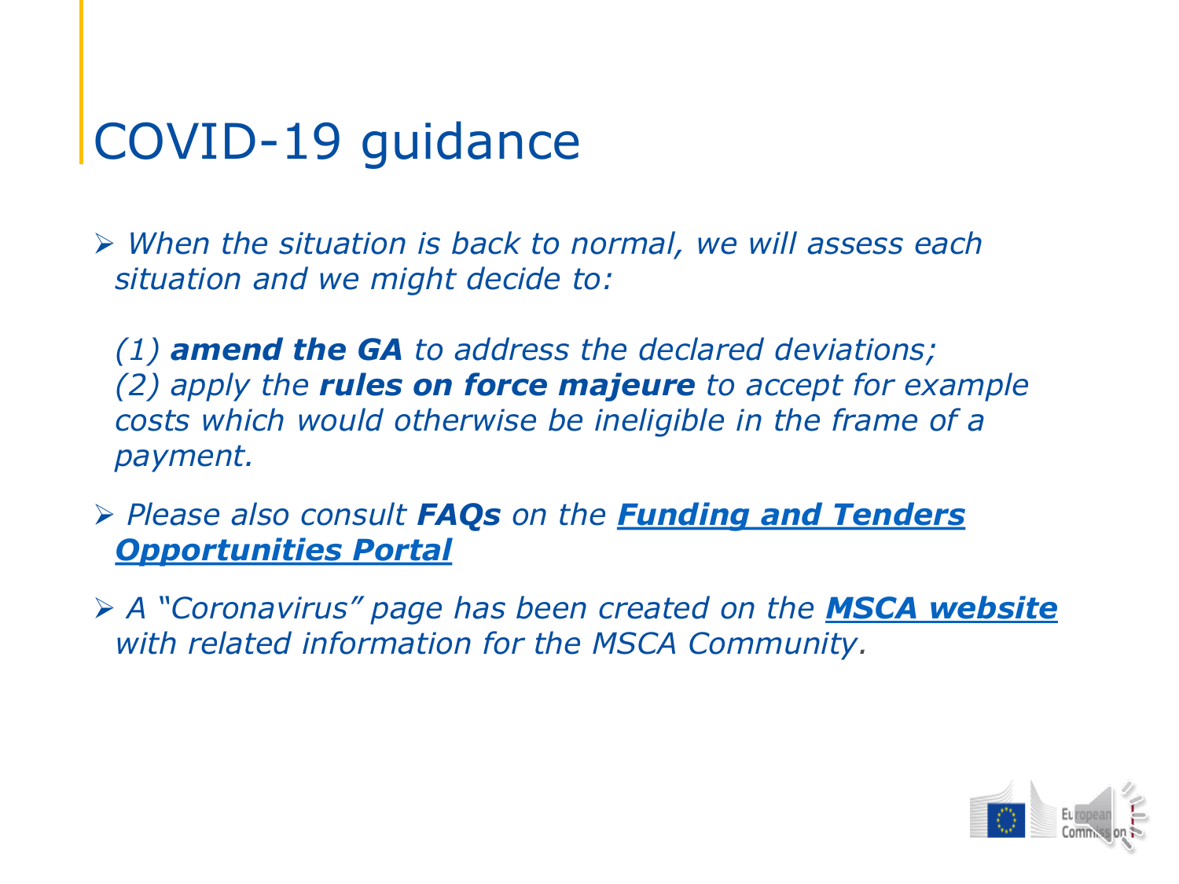# COVID-19 guidance

- *When the situation is back to normal, we will assess each situation and we might decide to:*

  *(1)* ***amend the GA*** *to address the declared deviations;*
  *(2) apply the* ***rules on force majeure*** *to accept for example costs which would otherwise be ineligible in the frame of a payment.*

- *Please also consult* ***FAQs*** *on the* ***Funding and Tenders Opportunities Portal***

- *A "Coronavirus" page has been created on the* ***MSCA website*** *with related information for the MSCA Community.*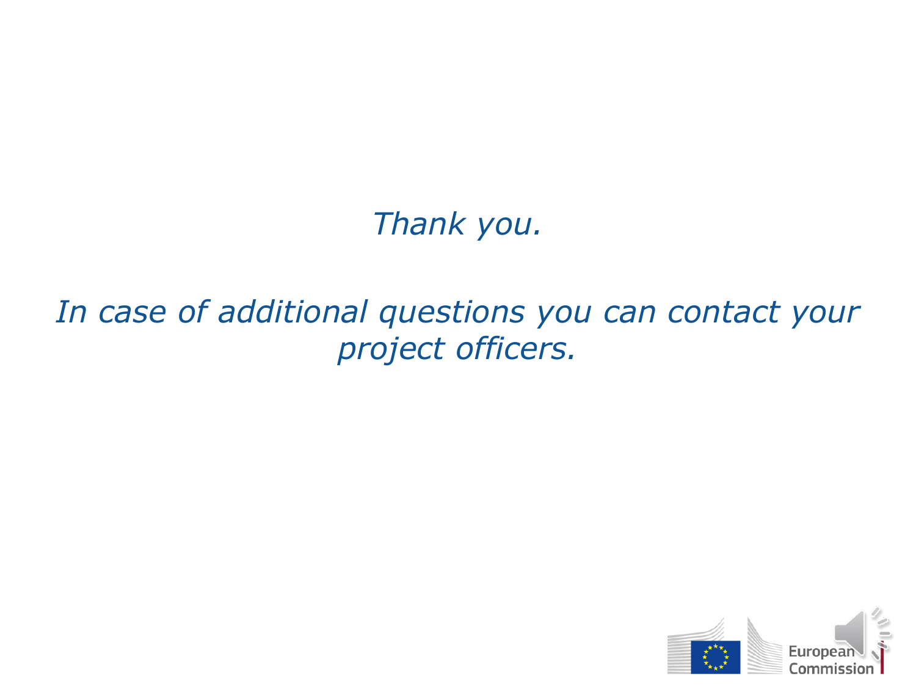*Thank you.*

*In case of additional questions you can contact your project officers.*